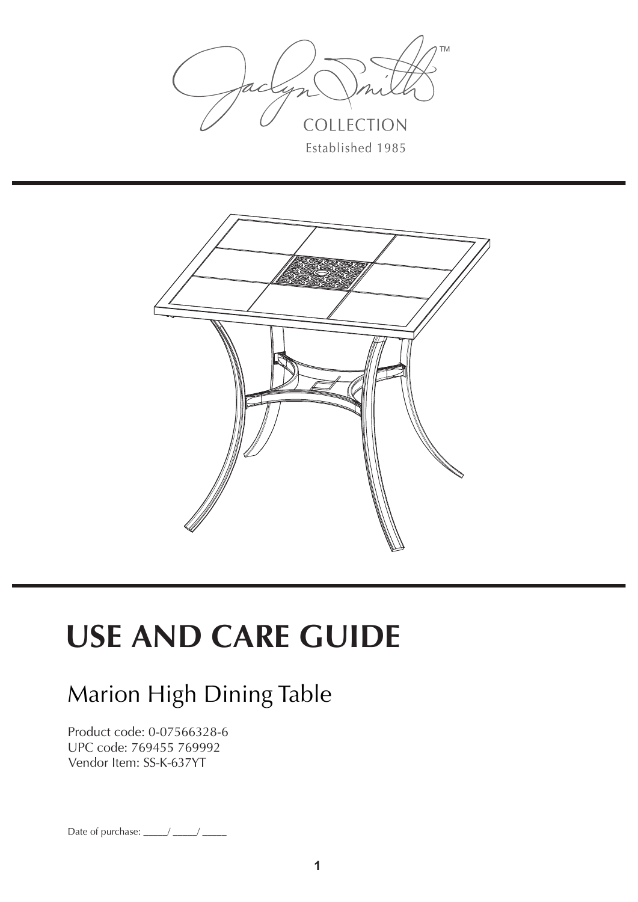Jaclyn Smith™

COLLECTION

Established 1985

# USE AND CARE GUIDE

## Marion High Dining Table

Product code: 0-07566328-6
UPC code: 769455 769992
Vendor Item: SS-K-637YT

Date of purchase: _____/ _____/ _____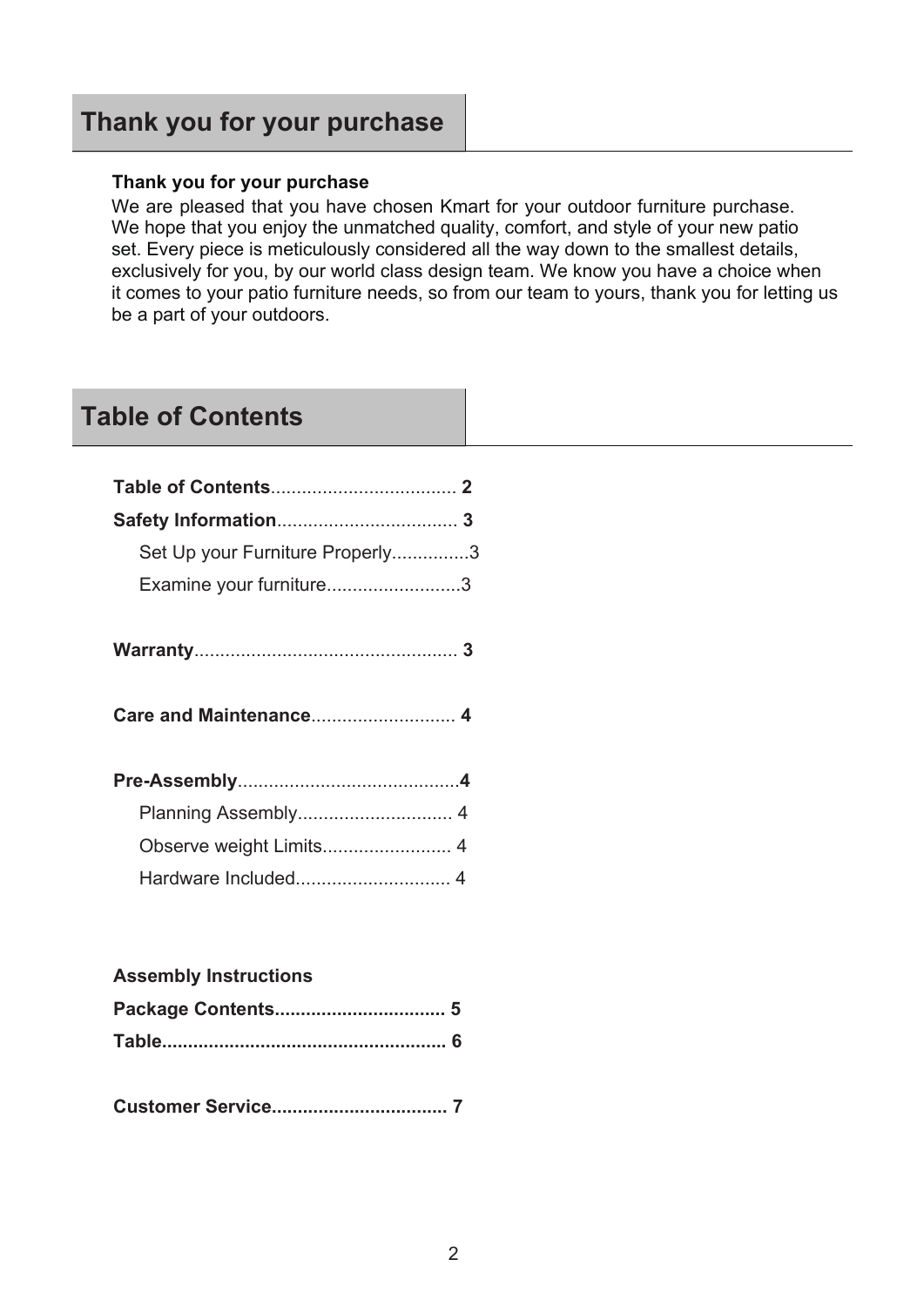## Thank you for your purchase

**Thank you for your purchase**

We are pleased that you have chosen Kmart for your outdoor furniture purchase. We hope that you enjoy the unmatched quality, comfort, and style of your new patio set. Every piece is meticulously considered all the way down to the smallest details, exclusively for you, by our world class design team. We know you have a choice when it comes to your patio furniture needs, so from our team to yours, thank you for letting us be a part of your outdoors.

## Table of Contents

**Table of Contents**.................................... **2**

**Safety Information**................................... **3**

- Set Up your Furniture Properly...............3
- Examine your furniture..........................3

**Warranty**................................................... **3**

**Care and Maintenance**............................ **4**

**Pre-Assembly**...........................................**4**

- Planning Assembly.............................. 4
- Observe weight Limits......................... 4
- Hardware Included.............................. 4

**Assembly Instructions**

**Package Contents................................. 5**

**Table...................................................... 6**

**Customer Service................................. 7**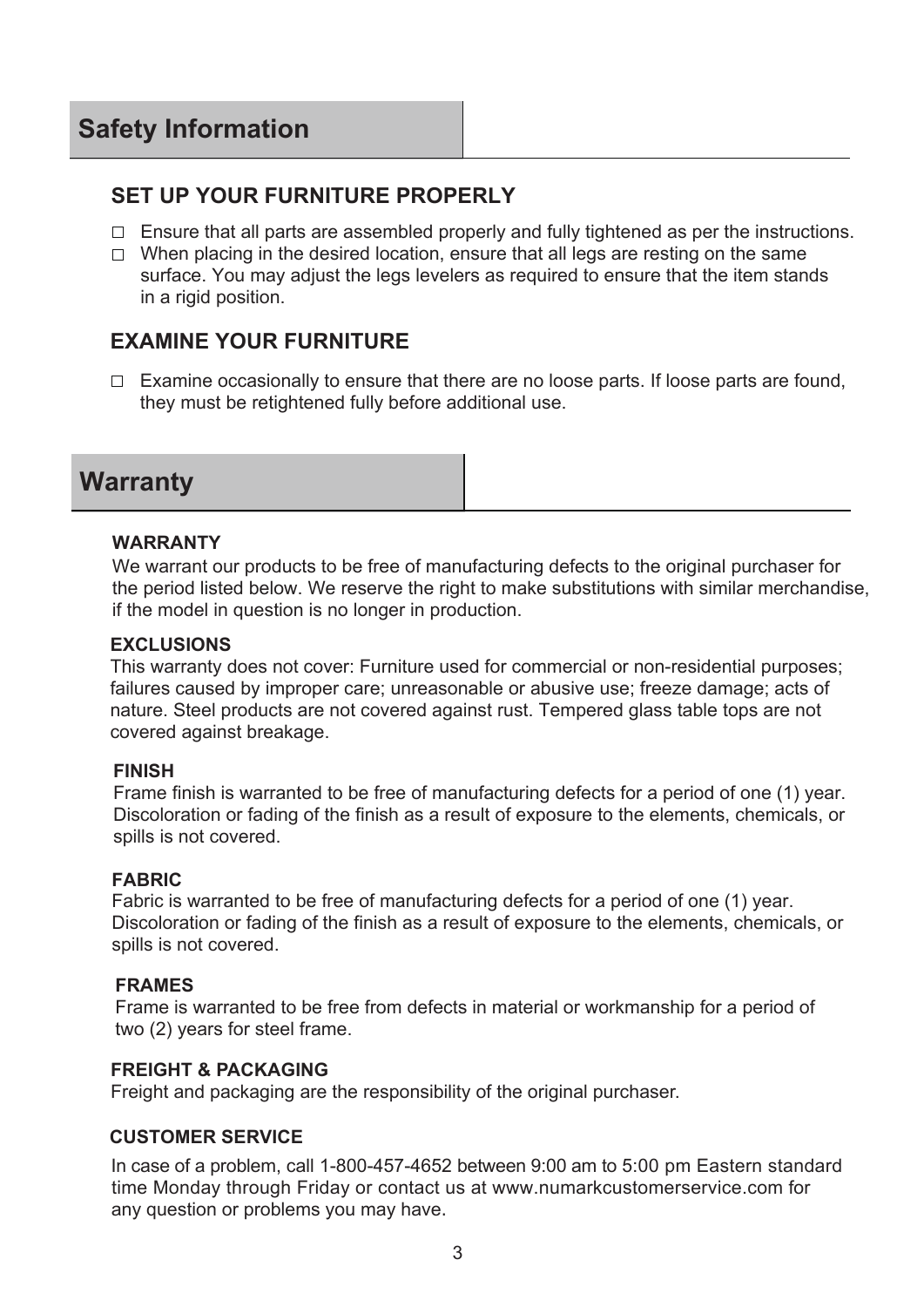# Safety Information

## SET UP YOUR FURNITURE PROPERLY

- ☐ Ensure that all parts are assembled properly and fully tightened as per the instructions.
- ☐ When placing in the desired location, ensure that all legs are resting on the same surface. You may adjust the legs levelers as required to ensure that the item stands in a rigid position.

## EXAMINE YOUR FURNITURE

- ☐ Examine occasionally to ensure that there are no loose parts. If loose parts are found, they must be retightened fully before additional use.

# Warranty

### WARRANTY

We warrant our products to be free of manufacturing defects to the original purchaser for the period listed below. We reserve the right to make substitutions with similar merchandise, if the model in question is no longer in production.

### EXCLUSIONS

This warranty does not cover: Furniture used for commercial or non-residential purposes; failures caused by improper care; unreasonable or abusive use; freeze damage; acts of nature. Steel products are not covered against rust. Tempered glass table tops are not covered against breakage.

### FINISH

Frame finish is warranted to be free of manufacturing defects for a period of one (1) year. Discoloration or fading of the finish as a result of exposure to the elements, chemicals, or spills is not covered.

### FABRIC

Fabric is warranted to be free of manufacturing defects for a period of one (1) year. Discoloration or fading of the finish as a result of exposure to the elements, chemicals, or spills is not covered.

### FRAMES

Frame is warranted to be free from defects in material or workmanship for a period of two (2) years for steel frame.

### FREIGHT & PACKAGING

Freight and packaging are the responsibility of the original purchaser.

### CUSTOMER SERVICE

In case of a problem, call 1-800-457-4652 between 9:00 am to 5:00 pm Eastern standard time Monday through Friday or contact us at www.numarkcustomerservice.com for any question or problems you may have.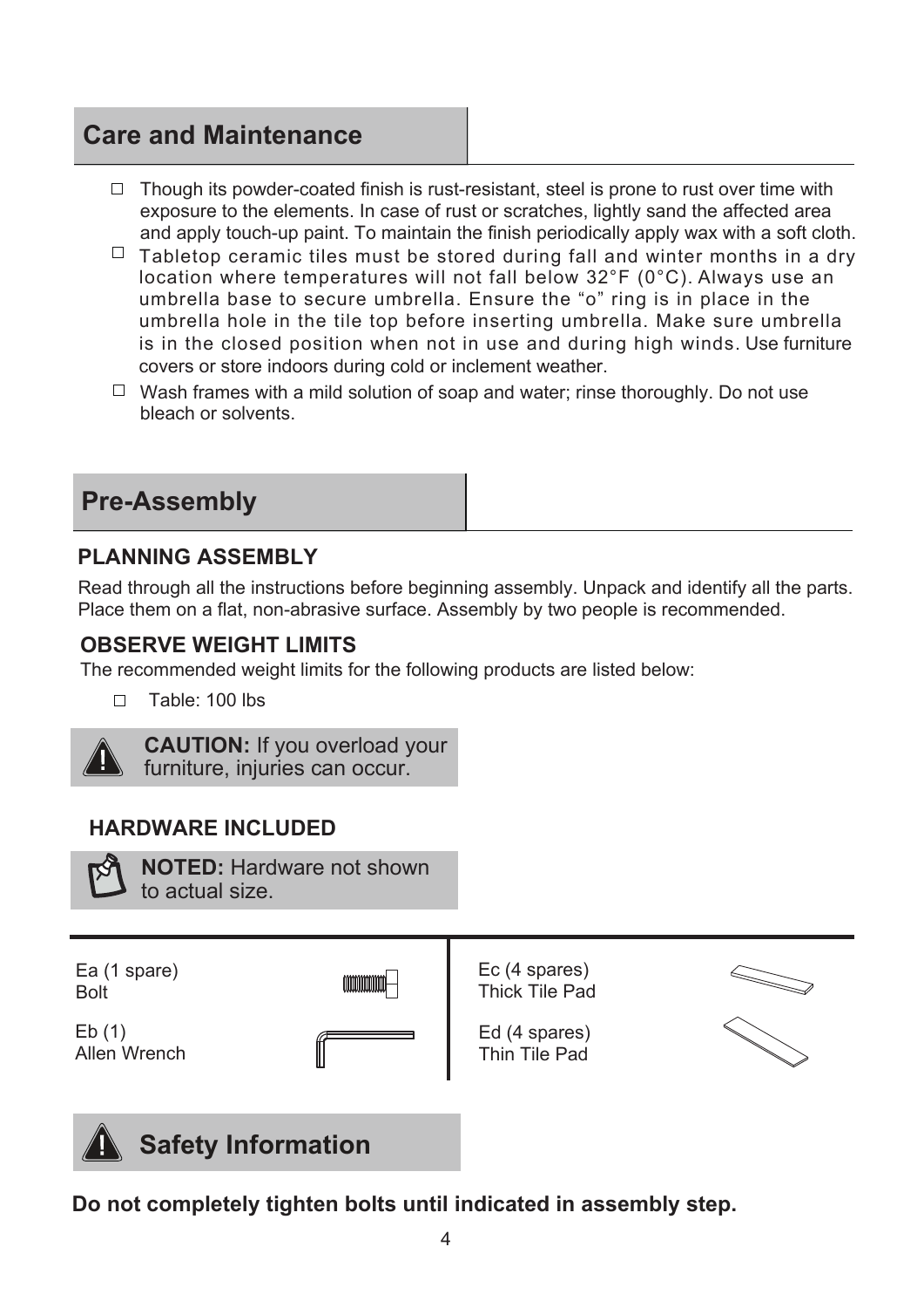## Care and Maintenance

- Though its powder-coated finish is rust-resistant, steel is prone to rust over time with exposure to the elements. In case of rust or scratches, lightly sand the affected area and apply touch-up paint. To maintain the finish periodically apply wax with a soft cloth.
- Tabletop ceramic tiles must be stored during fall and winter months in a dry location where temperatures will not fall below 32°F (0°C). Always use an umbrella base to secure umbrella. Ensure the “o” ring is in place in the umbrella hole in the tile top before inserting umbrella. Make sure umbrella is in the closed position when not in use and during high winds. Use furniture covers or store indoors during cold or inclement weather.
- Wash frames with a mild solution of soap and water; rinse thoroughly. Do not use bleach or solvents.

## Pre-Assembly

### PLANNING ASSEMBLY

Read through all the instructions before beginning assembly. Unpack and identify all the parts. Place them on a flat, non-abrasive surface. Assembly by two people is recommended.

### OBSERVE WEIGHT LIMITS

The recommended weight limits for the following products are listed below:

- Table: 100 lbs

**CAUTION:** If you overload your furniture, injuries can occur.

### HARDWARE INCLUDED

**NOTED:** Hardware not shown to actual size.

| | |
|---|---|
| Ea (1 spare) Bolt | Ec (4 spares) Thick Tile Pad |
| Eb (1) Allen Wrench | Ed (4 spares) Thin Tile Pad |

## Safety Information

**Do not completely tighten bolts until indicated in assembly step.**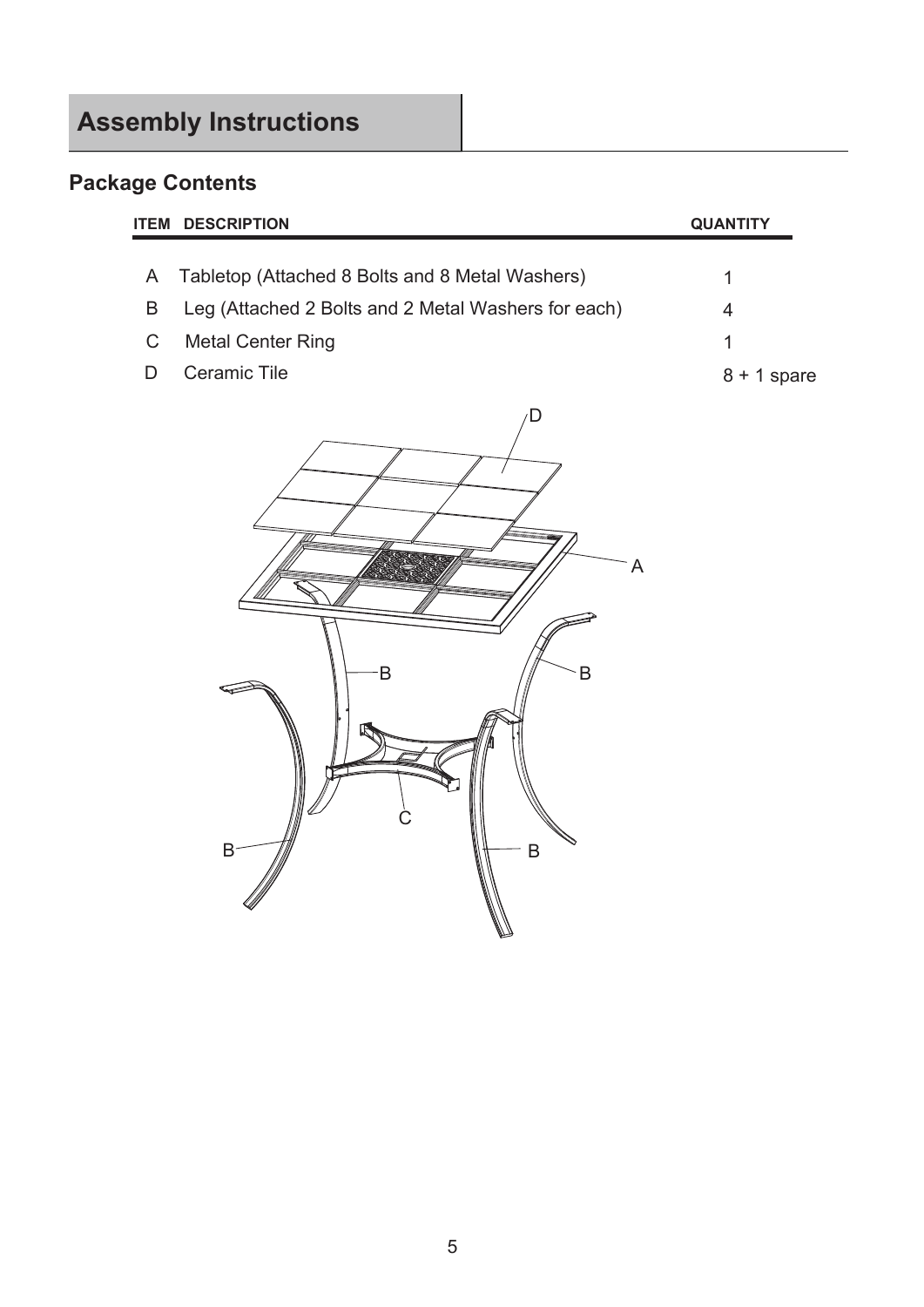# Assembly Instructions

## Package Contents

| ITEM | DESCRIPTION | QUANTITY |
|---|---|---|
| A | Tabletop (Attached 8 Bolts and 8 Metal Washers) | 1 |
| B | Leg (Attached 2 Bolts and 2 Metal Washers for each) | 4 |
| C | Metal Center Ring | 1 |
| D | Ceramic Tile | 8 + 1 spare |

D

A

B

B

C

B

B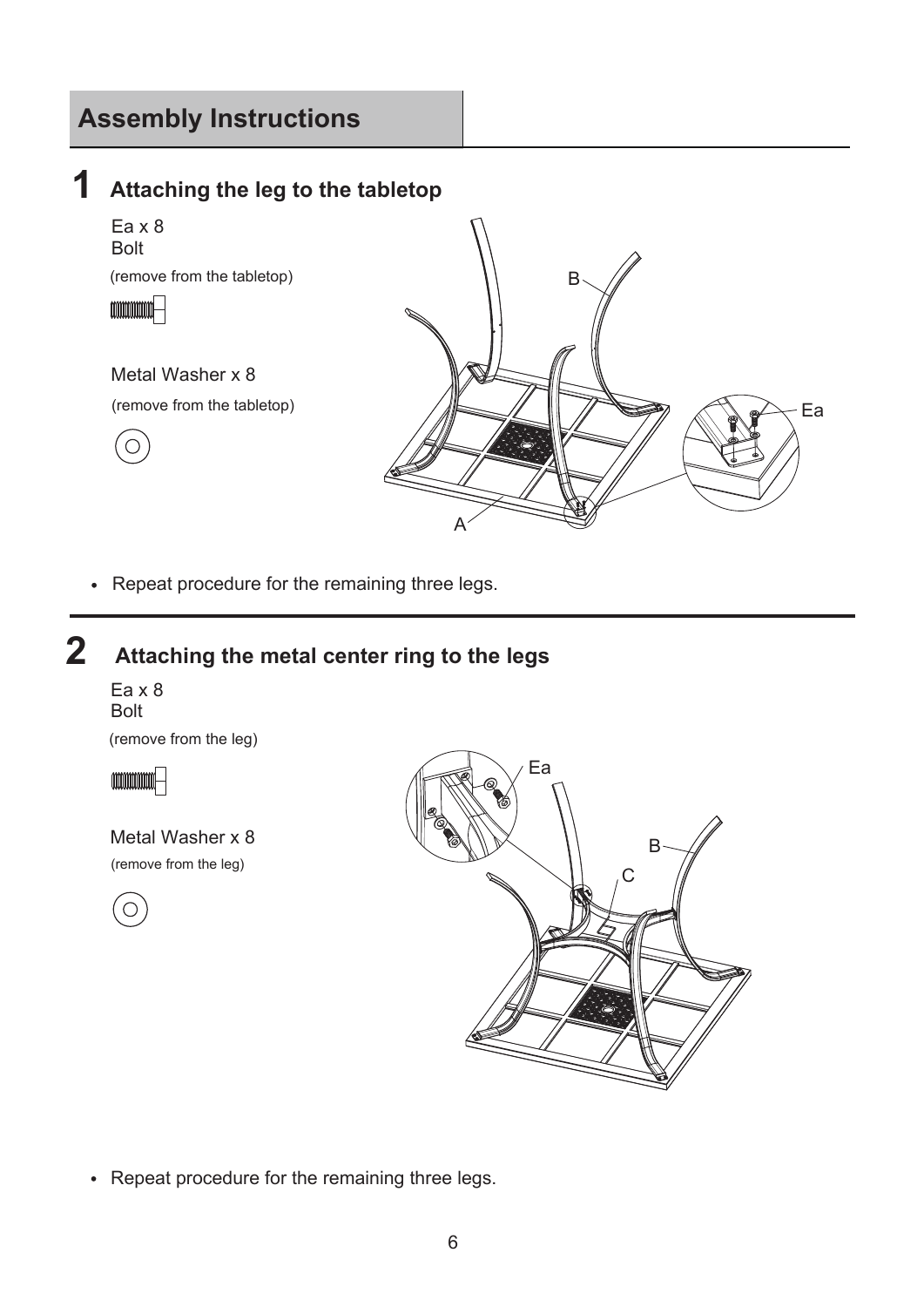# Assembly Instructions

## 1 Attaching the leg to the tabletop

Ea x 8
Bolt
(remove from the tabletop)

Metal Washer x 8
(remove from the tabletop)

B

Ea

A

- Repeat procedure for the remaining three legs.

## 2 Attaching the metal center ring to the legs

Ea x 8
Bolt
(remove from the leg)

Metal Washer x 8
(remove from the leg)

Ea

B

C

- Repeat procedure for the remaining three legs.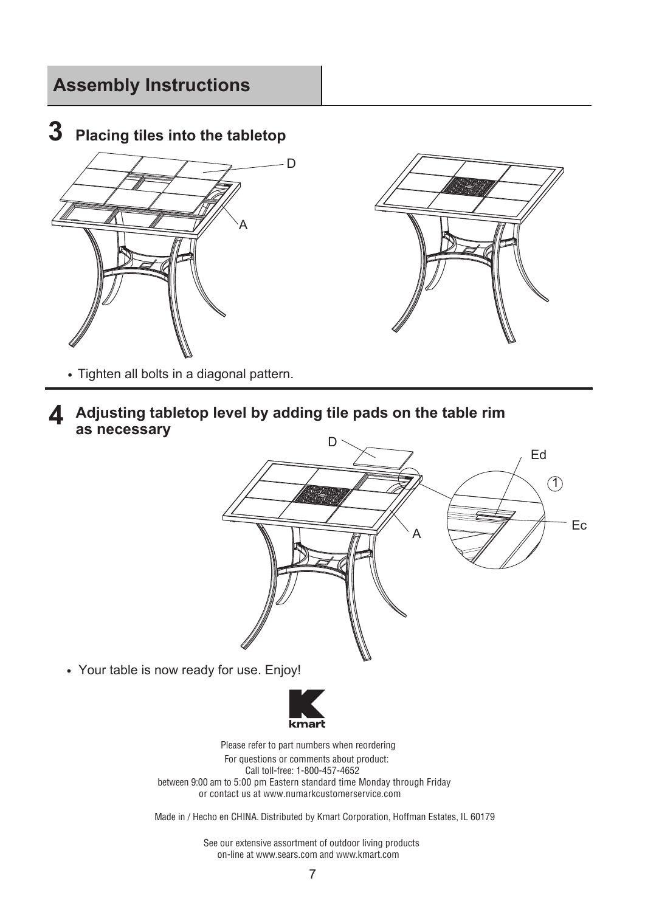## Assembly Instructions

### 3 Placing tiles into the tabletop

D

A

- Tighten all bolts in a diagonal pattern.

### 4 Adjusting tabletop level by adding tile pads on the table rim as necessary

D

Ed

1

Ec

A

- Your table is now ready for use. Enjoy!

kmart

Please refer to part numbers when reordering

For questions or comments about product:
Call toll-free: 1-800-457-4652
between 9:00 am to 5:00 pm Eastern standard time Monday through Friday
or contact us at www.numarkcustomerservice.com

Made in / Hecho en CHINA. Distributed by Kmart Corporation, Hoffman Estates, IL 60179

See our extensive assortment of outdoor living products
on-line at www.sears.com and www.kmart.com